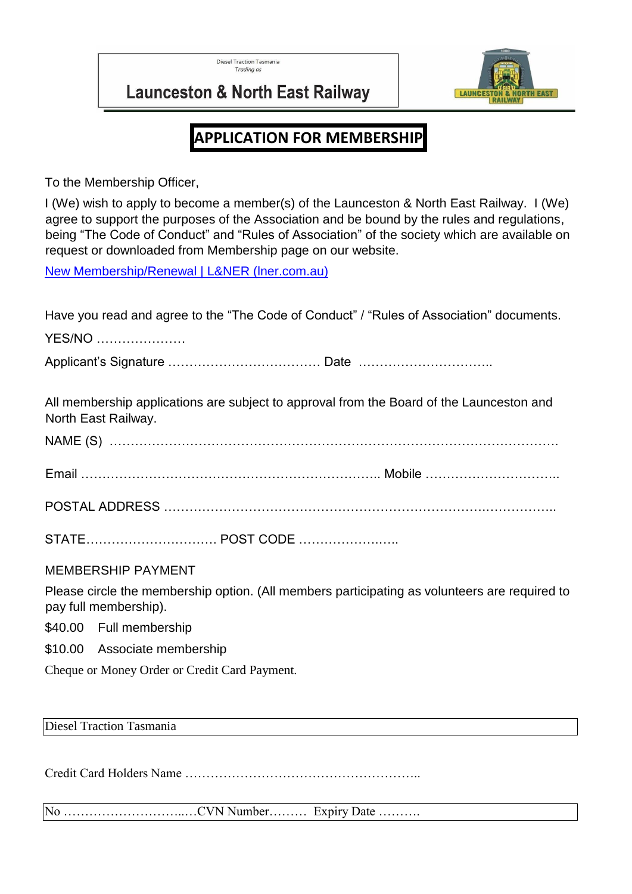Diesel Traction Tasmania
*Trading as*

# Launceston & North East Railway

## APPLICATION FOR MEMBERSHIP

To the Membership Officer,

I (We) wish to apply to become a member(s) of the Launceston & North East Railway. I (We) agree to support the purposes of the Association and be bound by the rules and regulations, being "The Code of Conduct" and "Rules of Association" of the society which are available on request or downloaded from Membership page on our website.

[New Membership/Renewal | L&NER (lner.com.au)](lner.com.au)

Have you read and agree to the "The Code of Conduct" / "Rules of Association" documents.

YES/NO …………………

Applicant's Signature ……………………………… Date …………………………..

All membership applications are subject to approval from the Board of the Launceston and North East Railway.

NAME (S) ………………………………………………………………………………………….

Email …………………………………………………………….. Mobile …………………………..

POSTAL ADDRESS ……………………………………………………………………….……………..

STATE…………………………. POST CODE …………………..…..

MEMBERSHIP PAYMENT

Please circle the membership option. (All members participating as volunteers are required to pay full membership).

$40.00 Full membership

$10.00 Associate membership

Cheque or Money Order or Credit Card Payment.

| Diesel Traction Tasmania |
|---|

Credit Card Holders Name ………………………………………………..

| No ………………………..…CVN Number……… Expiry Date ………. |
|---|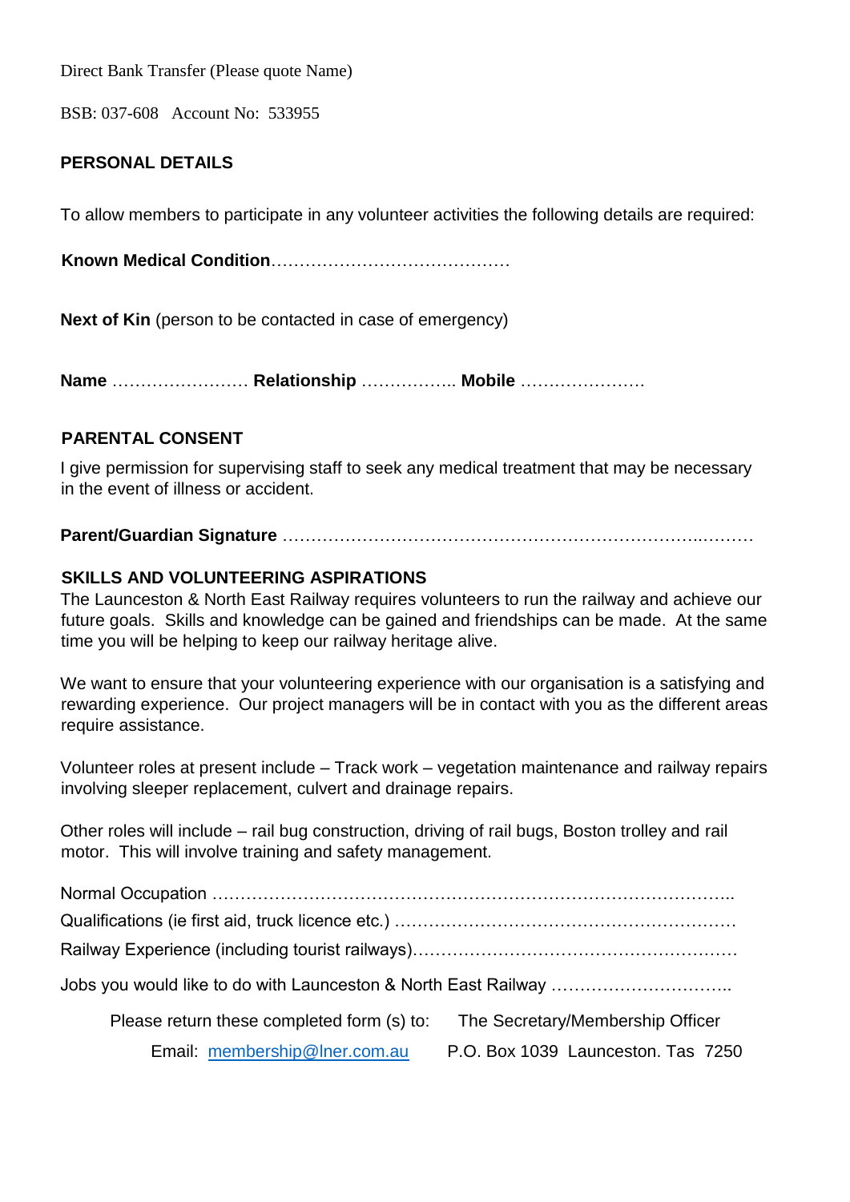Direct Bank Transfer (Please quote Name)

BSB: 037-608   Account No:  533955

## PERSONAL DETAILS

To allow members to participate in any volunteer activities the following details are required:

**Known Medical Condition**……………………………………

**Next of Kin** (person to be contacted in case of emergency)

**Name** …………………… **Relationship** …………….. **Mobile** ………………….

## PARENTAL CONSENT

I give permission for supervising staff to seek any medical treatment that may be necessary in the event of illness or accident.

**Parent/Guardian Signature** ……………………………………………………………..………

## SKILLS AND VOLUNTEERING ASPIRATIONS

The Launceston & North East Railway requires volunteers to run the railway and achieve our future goals. Skills and knowledge can be gained and friendships can be made. At the same time you will be helping to keep our railway heritage alive.

We want to ensure that your volunteering experience with our organisation is a satisfying and rewarding experience. Our project managers will be in contact with you as the different areas require assistance.

Volunteer roles at present include – Track work – vegetation maintenance and railway repairs involving sleeper replacement, culvert and drainage repairs.

Other roles will include – rail bug construction, driving of rail bugs, Boston trolley and rail motor. This will involve training and safety management.

Normal Occupation ……………………………………………………………………………..

Qualifications (ie first aid, truck licence etc.) …………………………………………………

Railway Experience (including tourist railways)………………………………………………

Jobs you would like to do with Launceston & North East Railway …………………………..

Please return these completed form (s) to: The Secretary/Membership Officer

Email: membership@lner.com.au P.O. Box 1039 Launceston. Tas 7250